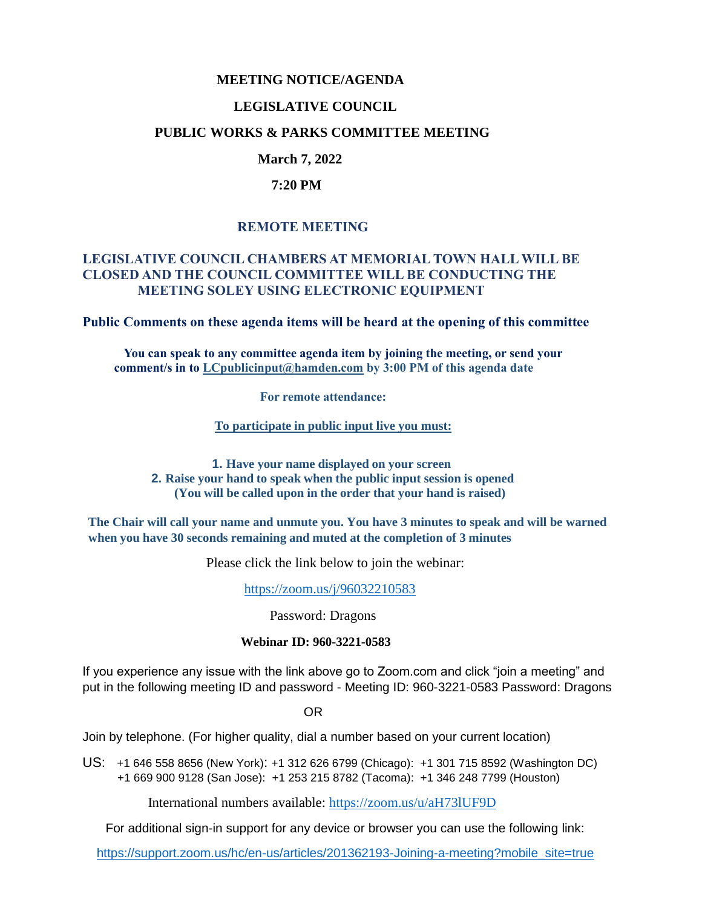# MEETING NOTICE/AGENDA

## LEGISLATIVE COUNCIL

## PUBLIC WORKS & PARKS COMMITTEE MEETING

**March 7, 2022**

**7:20 PM**

## REMOTE MEETING

**LEGISLATIVE COUNCIL CHAMBERS AT MEMORIAL TOWN HALL WILL BE CLOSED AND THE COUNCIL COMMITTEE WILL BE CONDUCTING THE MEETING SOLEY USING ELECTRONIC EQUIPMENT**

**Public Comments on these agenda items will be heard at the opening of this committee**

**You can speak to any committee agenda item by joining the meeting, or send your comment/s in to LCpublicinput@hamden.com by 3:00 PM of this agenda date**

**For remote attendance:**

**To participate in public input live you must:**

1. **Have your name displayed on your screen**
2. **Raise your hand to speak when the public input session is opened (You will be called upon in the order that your hand is raised)**

**The Chair will call your name and unmute you. You have 3 minutes to speak and will be warned when you have 30 seconds remaining and muted at the completion of 3 minutes**

Please click the link below to join the webinar:

https://zoom.us/j/96032210583

Password: Dragons

**Webinar ID: 960-3221-0583**

If you experience any issue with the link above go to Zoom.com and click "join a meeting" and put in the following meeting ID and password - Meeting ID: 960-3221-0583 Password: Dragons

OR

Join by telephone. (For higher quality, dial a number based on your current location)

US: +1 646 558 8656 (New York): +1 312 626 6799 (Chicago): +1 301 715 8592 (Washington DC)
+1 669 900 9128 (San Jose): +1 253 215 8782 (Tacoma): +1 346 248 7799 (Houston)

International numbers available: https://zoom.us/u/aH73lUF9D

For additional sign-in support for any device or browser you can use the following link:

https://support.zoom.us/hc/en-us/articles/201362193-Joining-a-meeting?mobile_site=true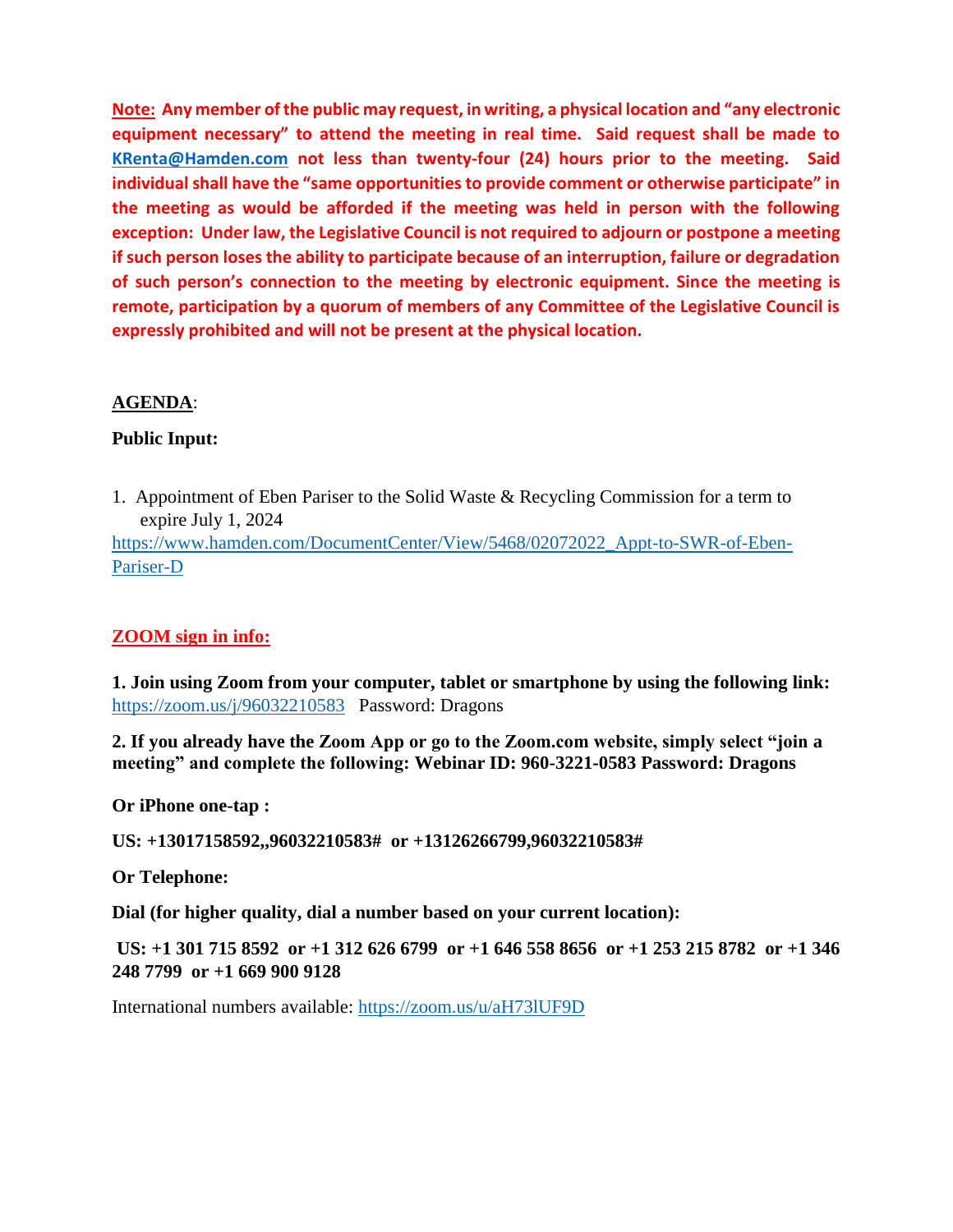**Note: Any member of the public may request, in writing, a physical location and "any electronic equipment necessary" to attend the meeting in real time. Said request shall be made to KRenta@Hamden.com not less than twenty-four (24) hours prior to the meeting. Said individual shall have the "same opportunities to provide comment or otherwise participate" in the meeting as would be afforded if the meeting was held in person with the following exception: Under law, the Legislative Council is not required to adjourn or postpone a meeting if such person loses the ability to participate because of an interruption, failure or degradation of such person's connection to the meeting by electronic equipment. Since the meeting is remote, participation by a quorum of members of any Committee of the Legislative Council is expressly prohibited and will not be present at the physical location.**

**AGENDA**:

**Public Input:**

1. Appointment of Eben Pariser to the Solid Waste & Recycling Commission for a term to expire July 1, 2024

https://www.hamden.com/DocumentCenter/View/5468/02072022_Appt-to-SWR-of-Eben-Pariser-D

**ZOOM sign in info:**

**1. Join using Zoom from your computer, tablet or smartphone by using the following link:** https://zoom.us/j/96032210583 Password: Dragons

**2. If you already have the Zoom App or go to the Zoom.com website, simply select "join a meeting" and complete the following: Webinar ID: 960-3221-0583 Password: Dragons**

**Or iPhone one-tap :**

**US: +13017158592,,96032210583# or +13126266799,96032210583#**

**Or Telephone:**

**Dial (for higher quality, dial a number based on your current location):**

**US: +1 301 715 8592 or +1 312 626 6799 or +1 646 558 8656 or +1 253 215 8782 or +1 346 248 7799 or +1 669 900 9128**

International numbers available: https://zoom.us/u/aH73lUF9D